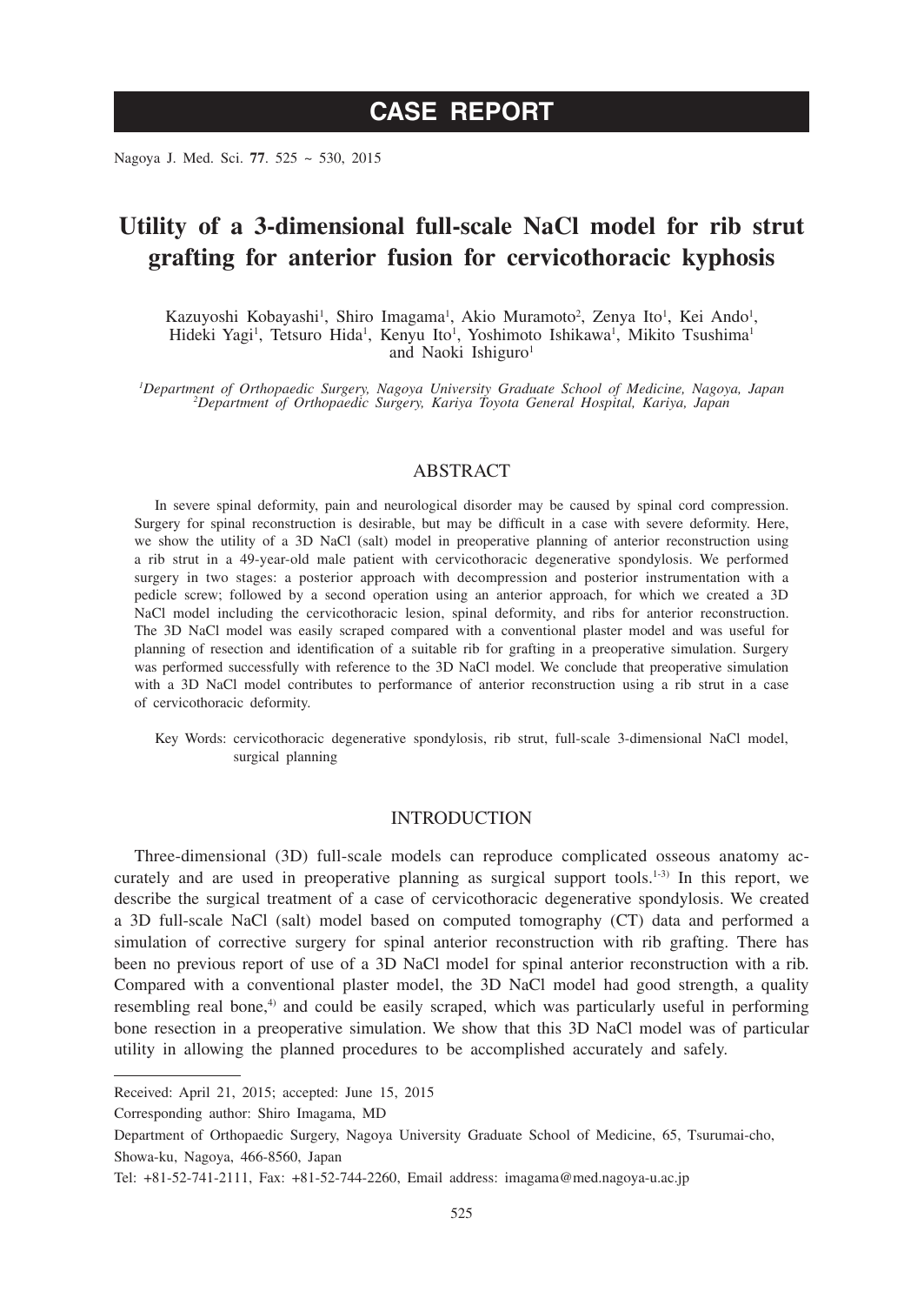# CASE REPORT

# Utility of a 3-dimensional full-scale NaCl model for rib strut grafting for anterior fusion for cervicothoracic kyphosis

Kazuyoshi Kobayashi[1], Shiro Imagama[1], Akio Muramoto[2], Zenya Ito[1], Kei Ando[1], Hideki Yagi[1], Tetsuro Hida[1], Kenyu Ito[1], Yoshimoto Ishikawa[1], Mikito Tsushima[1] and Naoki Ishiguro[1]

*[1]Department of Orthopaedic Surgery, Nagoya University Graduate School of Medicine, Nagoya, Japan*
*[2]Department of Orthopaedic Surgery, Kariya Toyota General Hospital, Kariya, Japan*

## ABSTRACT

In severe spinal deformity, pain and neurological disorder may be caused by spinal cord compression. Surgery for spinal reconstruction is desirable, but may be difficult in a case with severe deformity. Here, we show the utility of a 3D NaCl (salt) model in preoperative planning of anterior reconstruction using a rib strut in a 49-year-old male patient with cervicothoracic degenerative spondylosis. We performed surgery in two stages: a posterior approach with decompression and posterior instrumentation with a pedicle screw; followed by a second operation using an anterior approach, for which we created a 3D NaCl model including the cervicothoracic lesion, spinal deformity, and ribs for anterior reconstruction. The 3D NaCl model was easily scraped compared with a conventional plaster model and was useful for planning of resection and identification of a suitable rib for grafting in a preoperative simulation. Surgery was performed successfully with reference to the 3D NaCl model. We conclude that preoperative simulation with a 3D NaCl model contributes to performance of anterior reconstruction using a rib strut in a case of cervicothoracic deformity.

Key Words: cervicothoracic degenerative spondylosis, rib strut, full-scale 3-dimensional NaCl model, surgical planning

## INTRODUCTION

Three-dimensional (3D) full-scale models can reproduce complicated osseous anatomy accurately and are used in preoperative planning as surgical support tools.[1-3] In this report, we describe the surgical treatment of a case of cervicothoracic degenerative spondylosis. We created a 3D full-scale NaCl (salt) model based on computed tomography (CT) data and performed a simulation of corrective surgery for spinal anterior reconstruction with rib grafting. There has been no previous report of use of a 3D NaCl model for spinal anterior reconstruction with a rib. Compared with a conventional plaster model, the 3D NaCl model had good strength, a quality resembling real bone,[4] and could be easily scraped, which was particularly useful in performing bone resection in a preoperative simulation. We show that this 3D NaCl model was of particular utility in allowing the planned procedures to be accomplished accurately and safely.

Received: April 21, 2015; accepted: June 15, 2015

Corresponding author: Shiro Imagama, MD

Department of Orthopaedic Surgery, Nagoya University Graduate School of Medicine, 65, Tsurumai-cho, Showa-ku, Nagoya, 466-8560, Japan

Tel: +81-52-741-2111, Fax: +81-52-744-2260, Email address: imagama@med.nagoya-u.ac.jp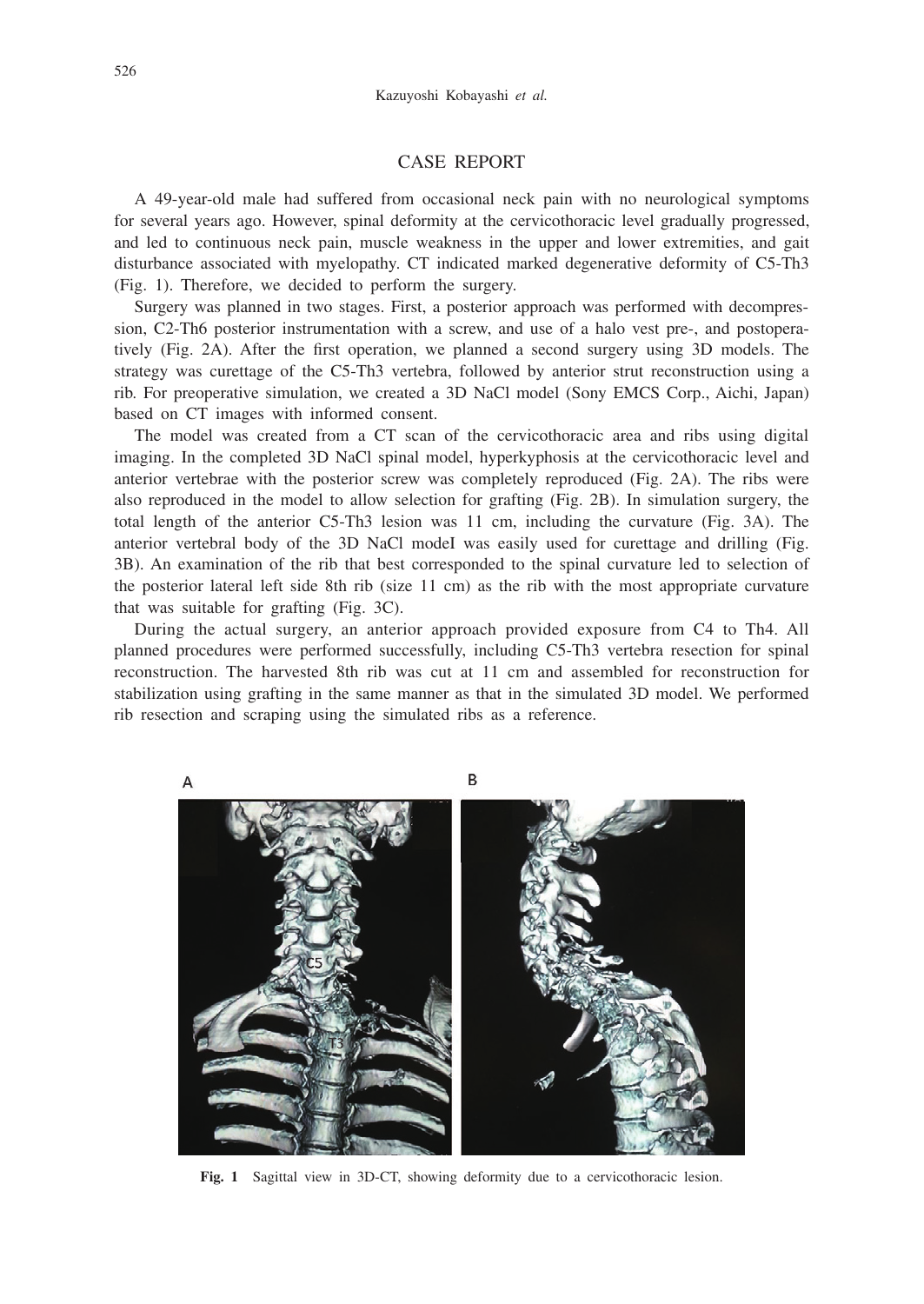## CASE REPORT

A 49-year-old male had suffered from occasional neck pain with no neurological symptoms for several years ago. However, spinal deformity at the cervicothoracic level gradually progressed, and led to continuous neck pain, muscle weakness in the upper and lower extremities, and gait disturbance associated with myelopathy. CT indicated marked degenerative deformity of C5-Th3 (Fig. 1). Therefore, we decided to perform the surgery.

Surgery was planned in two stages. First, a posterior approach was performed with decompression, C2-Th6 posterior instrumentation with a screw, and use of a halo vest pre-, and postoperatively (Fig. 2A). After the first operation, we planned a second surgery using 3D models. The strategy was curettage of the C5-Th3 vertebra, followed by anterior strut reconstruction using a rib. For preoperative simulation, we created a 3D NaCl model (Sony EMCS Corp., Aichi, Japan) based on CT images with informed consent.

The model was created from a CT scan of the cervicothoracic area and ribs using digital imaging. In the completed 3D NaCl spinal model, hyperkyphosis at the cervicothoracic level and anterior vertebrae with the posterior screw was completely reproduced (Fig. 2A). The ribs were also reproduced in the model to allow selection for grafting (Fig. 2B). In simulation surgery, the total length of the anterior C5-Th3 lesion was 11 cm, including the curvature (Fig. 3A). The anterior vertebral body of the 3D NaCl modeI was easily used for curettage and drilling (Fig. 3B). An examination of the rib that best corresponded to the spinal curvature led to selection of the posterior lateral left side 8th rib (size 11 cm) as the rib with the most appropriate curvature that was suitable for grafting (Fig. 3C).

During the actual surgery, an anterior approach provided exposure from C4 to Th4. All planned procedures were performed successfully, including C5-Th3 vertebra resection for spinal reconstruction. The harvested 8th rib was cut at 11 cm and assembled for reconstruction for stabilization using grafting in the same manner as that in the simulated 3D model. We performed rib resection and scraping using the simulated ribs as a reference.

**Fig. 1** Sagittal view in 3D-CT, showing deformity due to a cervicothoracic lesion.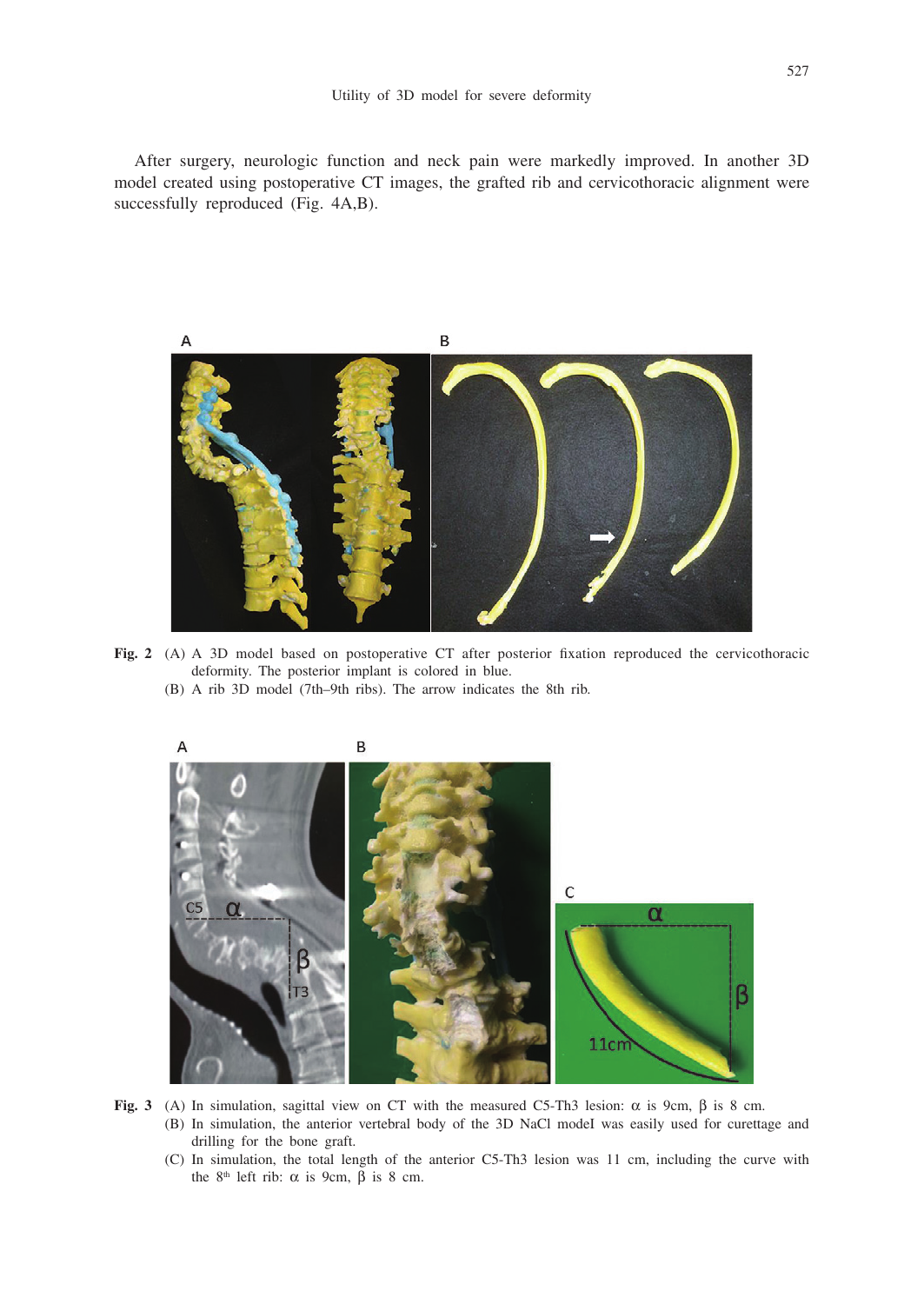After surgery, neurologic function and neck pain were markedly improved. In another 3D model created using postoperative CT images, the grafted rib and cervicothoracic alignment were successfully reproduced (Fig. 4A,B).

**Fig. 2** (A) A 3D model based on postoperative CT after posterior fixation reproduced the cervicothoracic deformity. The posterior implant is colored in blue.
(B) A rib 3D model (7th–9th ribs). The arrow indicates the 8th rib.

**Fig. 3** (A) In simulation, sagittal view on CT with the measured C5-Th3 lesion: α is 9cm, β is 8 cm.
(B) In simulation, the anterior vertebral body of the 3D NaCl model was easily used for curettage and drilling for the bone graft.
(C) In simulation, the total length of the anterior C5-Th3 lesion was 11 cm, including the curve with the 8th left rib: α is 9cm, β is 8 cm.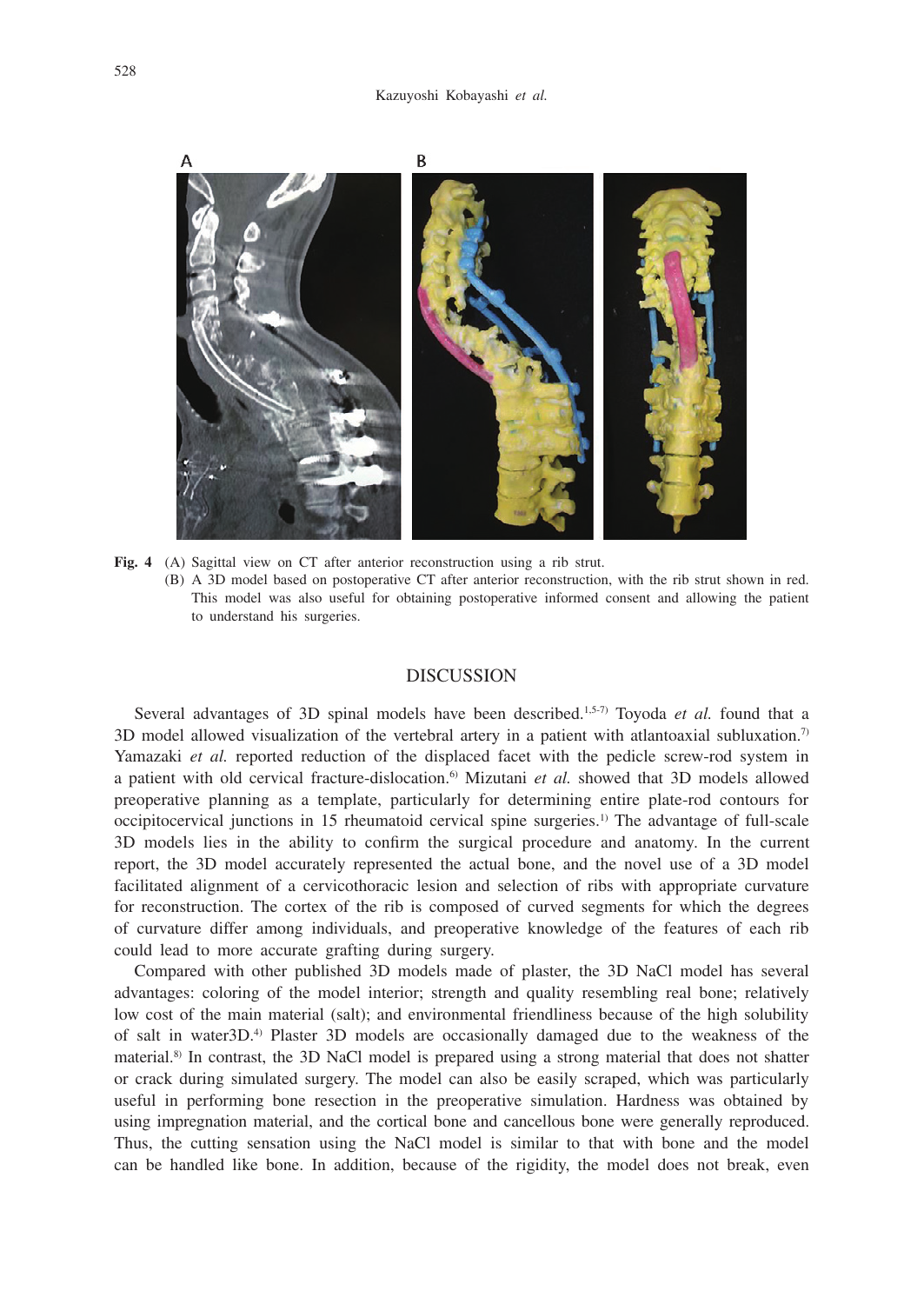**Fig. 4** (A) Sagittal view on CT after anterior reconstruction using a rib strut.
(B) A 3D model based on postoperative CT after anterior reconstruction, with the rib strut shown in red. This model was also useful for obtaining postoperative informed consent and allowing the patient to understand his surgeries.

## DISCUSSION

Several advantages of 3D spinal models have been described.[1,5-7] Toyoda *et al.* found that a 3D model allowed visualization of the vertebral artery in a patient with atlantoaxial subluxation.[7] Yamazaki *et al.* reported reduction of the displaced facet with the pedicle screw-rod system in a patient with old cervical fracture-dislocation.[6] Mizutani *et al.* showed that 3D models allowed preoperative planning as a template, particularly for determining entire plate-rod contours for occipitocervical junctions in 15 rheumatoid cervical spine surgeries.[1] The advantage of full-scale 3D models lies in the ability to confirm the surgical procedure and anatomy. In the current report, the 3D model accurately represented the actual bone, and the novel use of a 3D model facilitated alignment of a cervicothoracic lesion and selection of ribs with appropriate curvature for reconstruction. The cortex of the rib is composed of curved segments for which the degrees of curvature differ among individuals, and preoperative knowledge of the features of each rib could lead to more accurate grafting during surgery.

Compared with other published 3D models made of plaster, the 3D NaCl model has several advantages: coloring of the model interior; strength and quality resembling real bone; relatively low cost of the main material (salt); and environmental friendliness because of the high solubility of salt in water3D.[4] Plaster 3D models are occasionally damaged due to the weakness of the material.[8] In contrast, the 3D NaCl model is prepared using a strong material that does not shatter or crack during simulated surgery. The model can also be easily scraped, which was particularly useful in performing bone resection in the preoperative simulation. Hardness was obtained by using impregnation material, and the cortical bone and cancellous bone were generally reproduced. Thus, the cutting sensation using the NaCl model is similar to that with bone and the model can be handled like bone. In addition, because of the rigidity, the model does not break, even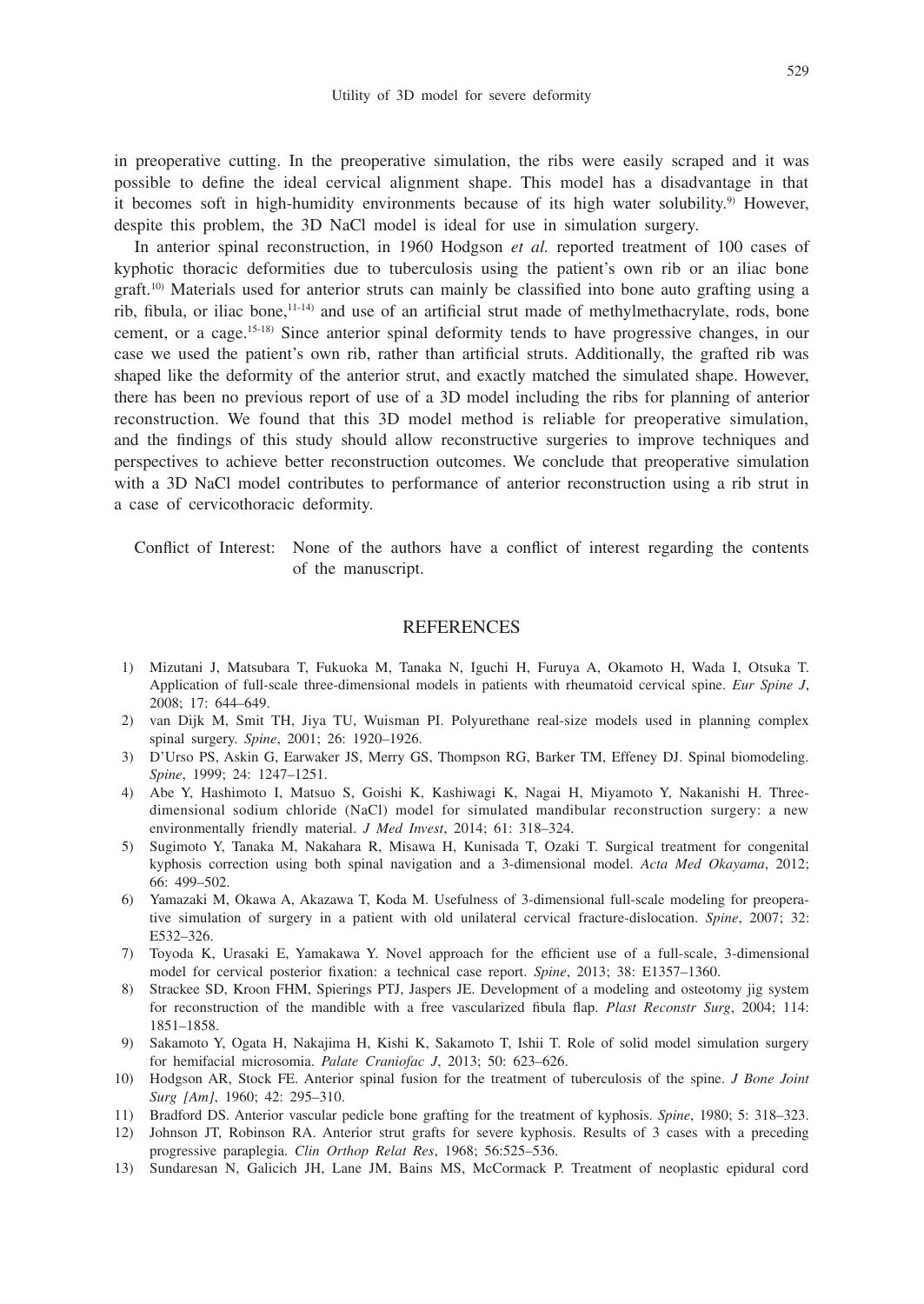in preoperative cutting. In the preoperative simulation, the ribs were easily scraped and it was possible to define the ideal cervical alignment shape. This model has a disadvantage in that it becomes soft in high-humidity environments because of its high water solubility.[9] However, despite this problem, the 3D NaCl model is ideal for use in simulation surgery.

In anterior spinal reconstruction, in 1960 Hodgson *et al.* reported treatment of 100 cases of kyphotic thoracic deformities due to tuberculosis using the patient's own rib or an iliac bone graft.[10] Materials used for anterior struts can mainly be classified into bone auto grafting using a rib, fibula, or iliac bone,[11-14] and use of an artificial strut made of methylmethacrylate, rods, bone cement, or a cage.[15-18] Since anterior spinal deformity tends to have progressive changes, in our case we used the patient's own rib, rather than artificial struts. Additionally, the grafted rib was shaped like the deformity of the anterior strut, and exactly matched the simulated shape. However, there has been no previous report of use of a 3D model including the ribs for planning of anterior reconstruction. We found that this 3D model method is reliable for preoperative simulation, and the findings of this study should allow reconstructive surgeries to improve techniques and perspectives to achieve better reconstruction outcomes. We conclude that preoperative simulation with a 3D NaCl model contributes to performance of anterior reconstruction using a rib strut in a case of cervicothoracic deformity.

Conflict of Interest: None of the authors have a conflict of interest regarding the contents of the manuscript.

## REFERENCES

1) Mizutani J, Matsubara T, Fukuoka M, Tanaka N, Iguchi H, Furuya A, Okamoto H, Wada I, Otsuka T. Application of full-scale three-dimensional models in patients with rheumatoid cervical spine. *Eur Spine J*, 2008; 17: 644–649.
2) van Dijk M, Smit TH, Jiya TU, Wuisman PI. Polyurethane real-size models used in planning complex spinal surgery. *Spine*, 2001; 26: 1920–1926.
3) D'Urso PS, Askin G, Earwaker JS, Merry GS, Thompson RG, Barker TM, Effeney DJ. Spinal biomodeling. *Spine*, 1999; 24: 1247–1251.
4) Abe Y, Hashimoto I, Matsuo S, Goishi K, Kashiwagi K, Nagai H, Miyamoto Y, Nakanishi H. Three-dimensional sodium chloride (NaCl) model for simulated mandibular reconstruction surgery: a new environmentally friendly material. *J Med Invest*, 2014; 61: 318–324.
5) Sugimoto Y, Tanaka M, Nakahara R, Misawa H, Kunisada T, Ozaki T. Surgical treatment for congenital kyphosis correction using both spinal navigation and a 3-dimensional model. *Acta Med Okayama*, 2012; 66: 499–502.
6) Yamazaki M, Okawa A, Akazawa T, Koda M. Usefulness of 3-dimensional full-scale modeling for preoperative simulation of surgery in a patient with old unilateral cervical fracture-dislocation. *Spine*, 2007; 32: E532–326.
7) Toyoda K, Urasaki E, Yamakawa Y. Novel approach for the efficient use of a full-scale, 3-dimensional model for cervical posterior fixation: a technical case report. *Spine*, 2013; 38: E1357–1360.
8) Strackee SD, Kroon FHM, Spierings PTJ, Jaspers JE. Development of a modeling and osteotomy jig system for reconstruction of the mandible with a free vascularized fibula flap. *Plast Reconstr Surg*, 2004; 114: 1851–1858.
9) Sakamoto Y, Ogata H, Nakajima H, Kishi K, Sakamoto T, Ishii T. Role of solid model simulation surgery for hemifacial microsomia. *Palate Craniofac J*, 2013; 50: 623–626.
10) Hodgson AR, Stock FE. Anterior spinal fusion for the treatment of tuberculosis of the spine. *J Bone Joint Surg [Am]*, 1960; 42: 295–310.
11) Bradford DS. Anterior vascular pedicle bone grafting for the treatment of kyphosis. *Spine*, 1980; 5: 318–323.
12) Johnson JT, Robinson RA. Anterior strut grafts for severe kyphosis. Results of 3 cases with a preceding progressive paraplegia. *Clin Orthop Relat Res*, 1968; 56:525–536.
13) Sundaresan N, Galicich JH, Lane JM, Bains MS, McCormack P. Treatment of neoplastic epidural cord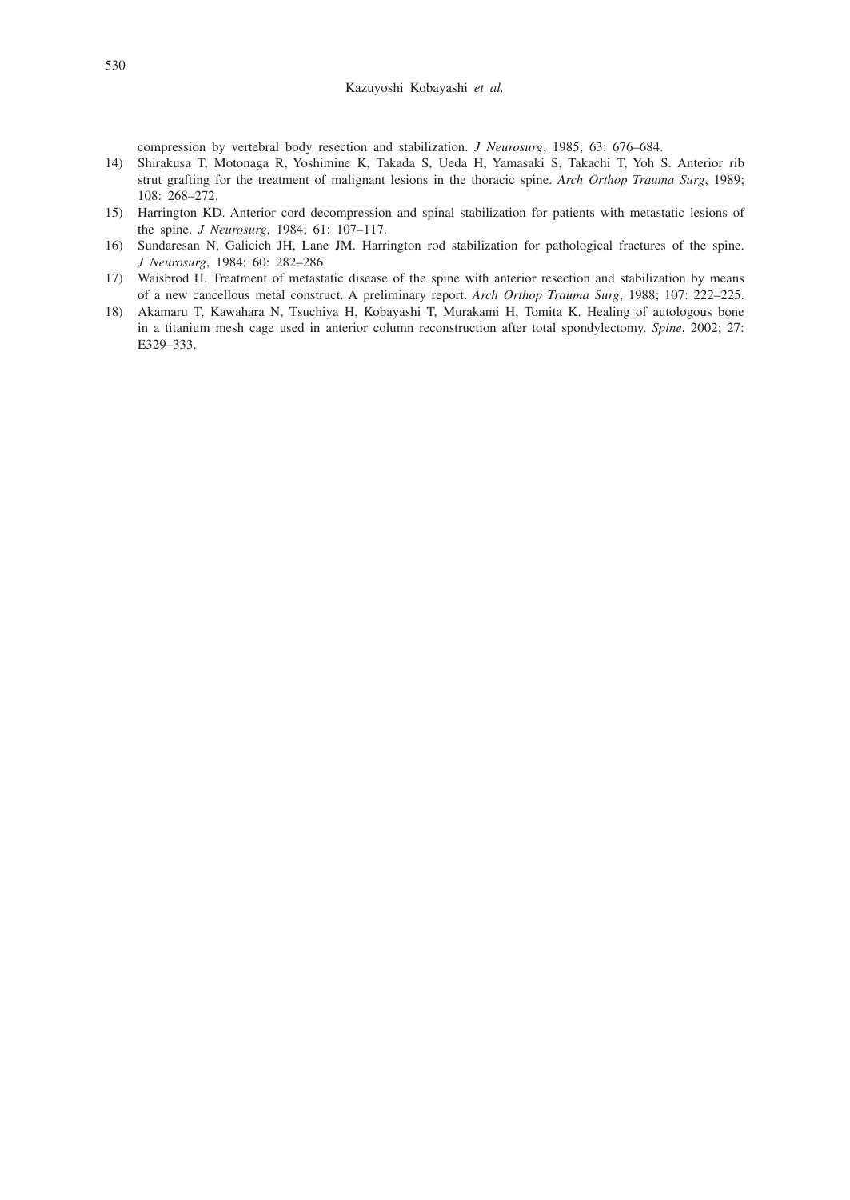compression by vertebral body resection and stabilization. *J Neurosurg*, 1985; 63: 676–684.

14) Shirakusa T, Motonaga R, Yoshimine K, Takada S, Ueda H, Yamasaki S, Takachi T, Yoh S. Anterior rib strut grafting for the treatment of malignant lesions in the thoracic spine. *Arch Orthop Trauma Surg*, 1989; 108: 268–272.
15) Harrington KD. Anterior cord decompression and spinal stabilization for patients with metastatic lesions of the spine. *J Neurosurg*, 1984; 61: 107–117.
16) Sundaresan N, Galicich JH, Lane JM. Harrington rod stabilization for pathological fractures of the spine. *J Neurosurg*, 1984; 60: 282–286.
17) Waisbrod H. Treatment of metastatic disease of the spine with anterior resection and stabilization by means of a new cancellous metal construct. A preliminary report. *Arch Orthop Trauma Surg*, 1988; 107: 222–225.
18) Akamaru T, Kawahara N, Tsuchiya H, Kobayashi T, Murakami H, Tomita K. Healing of autologous bone in a titanium mesh cage used in anterior column reconstruction after total spondylectomy. *Spine*, 2002; 27: E329–333.